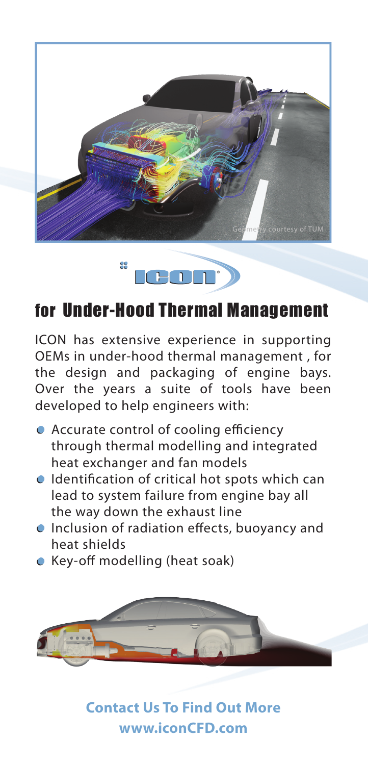Geometry courtesy of TUM

ICON

# for Under-Hood Thermal Management

ICON has extensive experience in supporting OEMs in under-hood thermal management , for the design and packaging of engine bays. Over the years a suite of tools have been developed to help engineers with:

- Accurate control of cooling efficiency through thermal modelling and integrated heat exchanger and fan models
- Identification of critical hot spots which can lead to system failure from engine bay all the way down the exhaust line
- Inclusion of radiation effects, buoyancy and heat shields
- Key-off modelling (heat soak)

**Contact Us To Find Out More**
**www.iconCFD.com**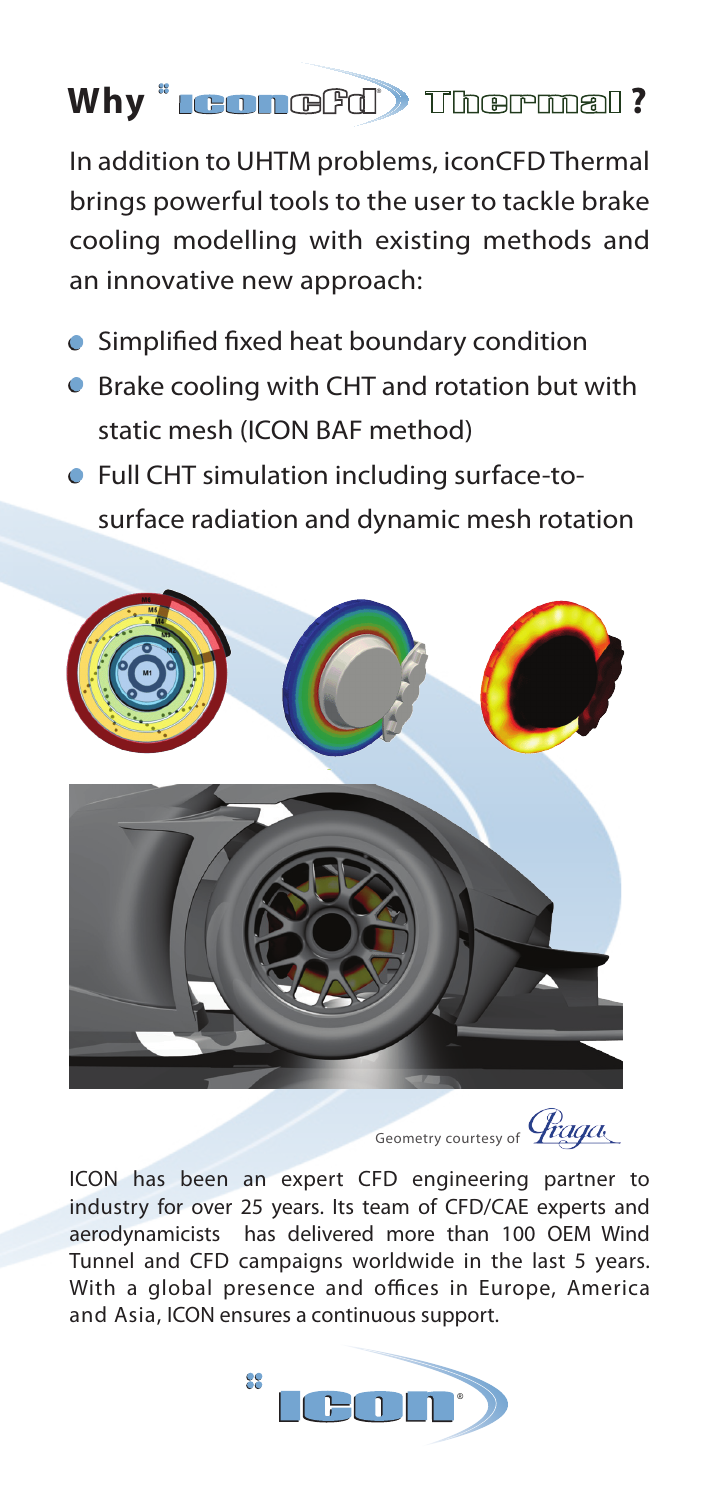# Why iconCFD Thermal?

In addition to UHTM problems, iconCFD Thermal brings powerful tools to the user to tackle brake cooling modelling with existing methods and an innovative new approach:

- Simplified fixed heat boundary condition
- Brake cooling with CHT and rotation but with static mesh (ICON BAF method)
- Full CHT simulation including surface-to-surface radiation and dynamic mesh rotation

Geometry courtesy of Praga

ICON has been an expert CFD engineering partner to industry for over 25 years. Its team of CFD/CAE experts and aerodynamicists has delivered more than 100 OEM Wind Tunnel and CFD campaigns worldwide in the last 5 years. With a global presence and offices in Europe, America and Asia, ICON ensures a continuous support.